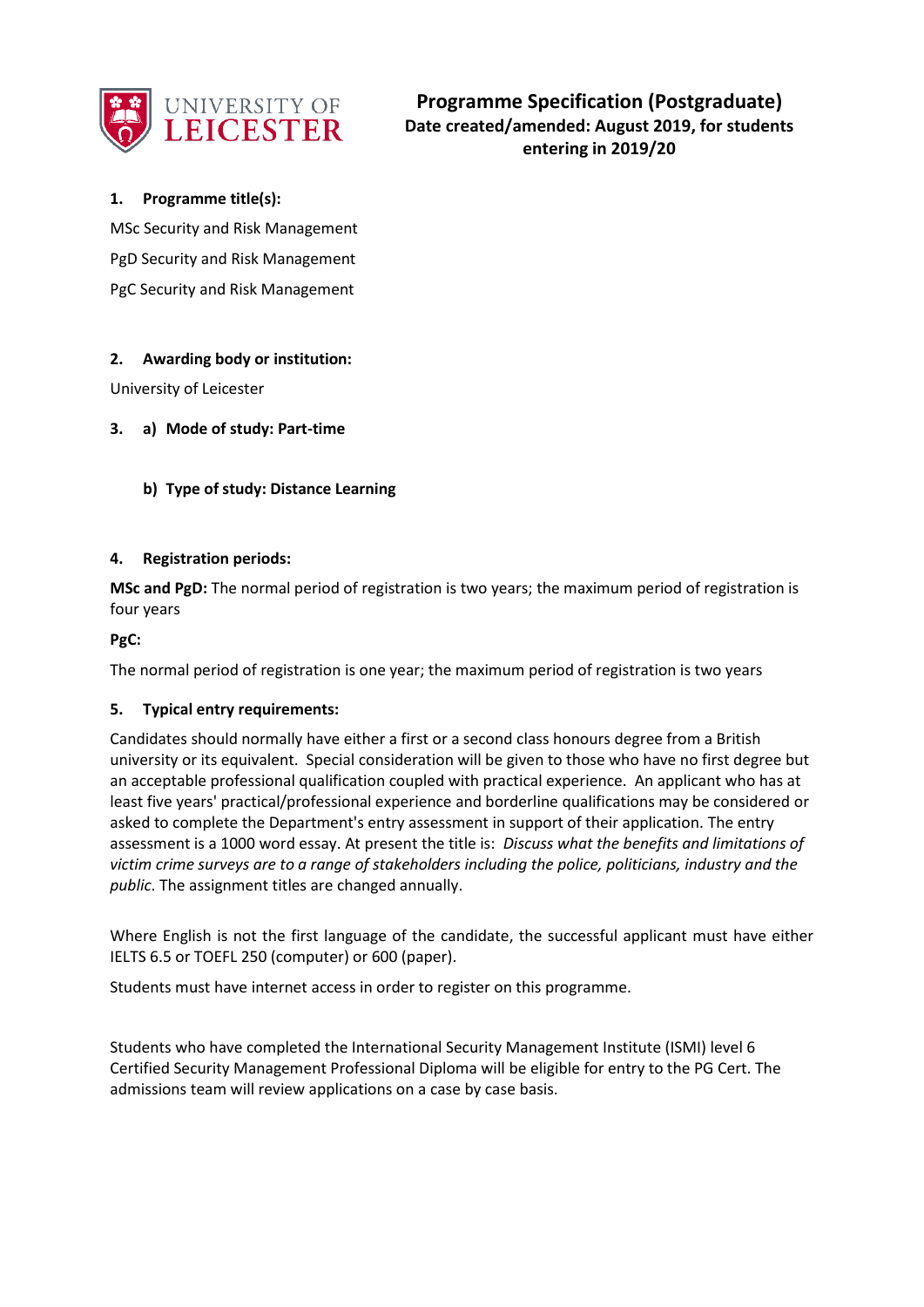# Programme Specification (Postgraduate)

**Date created/amended: August 2019, for students entering in 2019/20**

## 1. Programme title(s):

MSc Security and Risk Management

PgD Security and Risk Management

PgC Security and Risk Management

## 2. Awarding body or institution:

University of Leicester

## 3. a) Mode of study: Part-time

### b) Type of study: Distance Learning

## 4. Registration periods:

**MSc and PgD:** The normal period of registration is two years; the maximum period of registration is four years

**PgC:**

The normal period of registration is one year; the maximum period of registration is two years

## 5. Typical entry requirements:

Candidates should normally have either a first or a second class honours degree from a British university or its equivalent. Special consideration will be given to those who have no first degree but an acceptable professional qualification coupled with practical experience. An applicant who has at least five years' practical/professional experience and borderline qualifications may be considered or asked to complete the Department's entry assessment in support of their application. The entry assessment is a 1000 word essay. At present the title is: *Discuss what the benefits and limitations of victim crime surveys are to a range of stakeholders including the police, politicians, industry and the public*. The assignment titles are changed annually.

Where English is not the first language of the candidate, the successful applicant must have either IELTS 6.5 or TOEFL 250 (computer) or 600 (paper).

Students must have internet access in order to register on this programme.

Students who have completed the International Security Management Institute (ISMI) level 6 Certified Security Management Professional Diploma will be eligible for entry to the PG Cert. The admissions team will review applications on a case by case basis.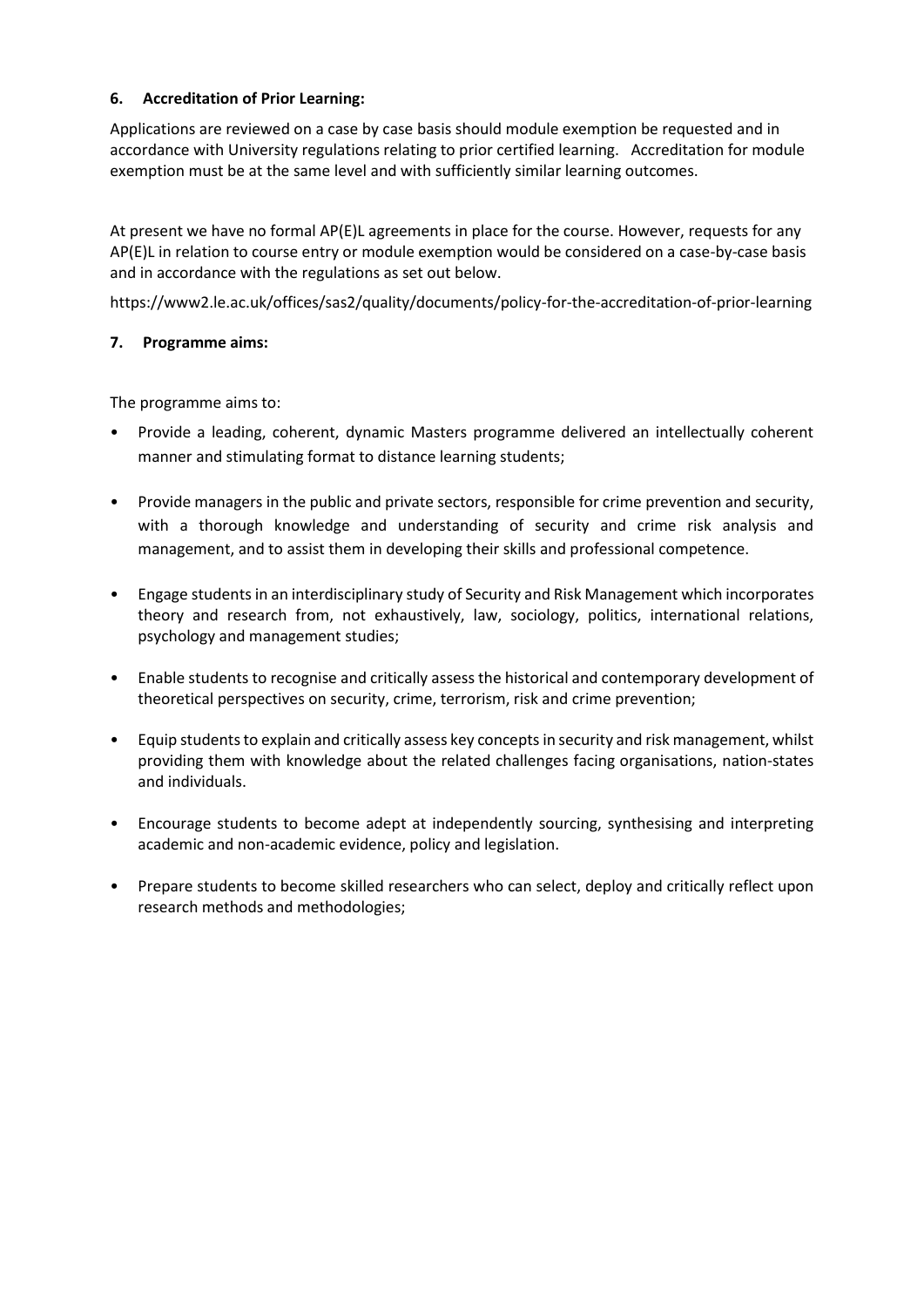### 6. Accreditation of Prior Learning:

Applications are reviewed on a case by case basis should module exemption be requested and in accordance with University regulations relating to prior certified learning. Accreditation for module exemption must be at the same level and with sufficiently similar learning outcomes.

At present we have no formal AP(E)L agreements in place for the course. However, requests for any AP(E)L in relation to course entry or module exemption would be considered on a case-by-case basis and in accordance with the regulations as set out below.

https://www2.le.ac.uk/offices/sas2/quality/documents/policy-for-the-accreditation-of-prior-learning

### 7. Programme aims:

The programme aims to:

- Provide a leading, coherent, dynamic Masters programme delivered an intellectually coherent manner and stimulating format to distance learning students;
- Provide managers in the public and private sectors, responsible for crime prevention and security, with a thorough knowledge and understanding of security and crime risk analysis and management, and to assist them in developing their skills and professional competence.
- Engage students in an interdisciplinary study of Security and Risk Management which incorporates theory and research from, not exhaustively, law, sociology, politics, international relations, psychology and management studies;
- Enable students to recognise and critically assess the historical and contemporary development of theoretical perspectives on security, crime, terrorism, risk and crime prevention;
- Equip students to explain and critically assess key concepts in security and risk management, whilst providing them with knowledge about the related challenges facing organisations, nation-states and individuals.
- Encourage students to become adept at independently sourcing, synthesising and interpreting academic and non-academic evidence, policy and legislation.
- Prepare students to become skilled researchers who can select, deploy and critically reflect upon research methods and methodologies;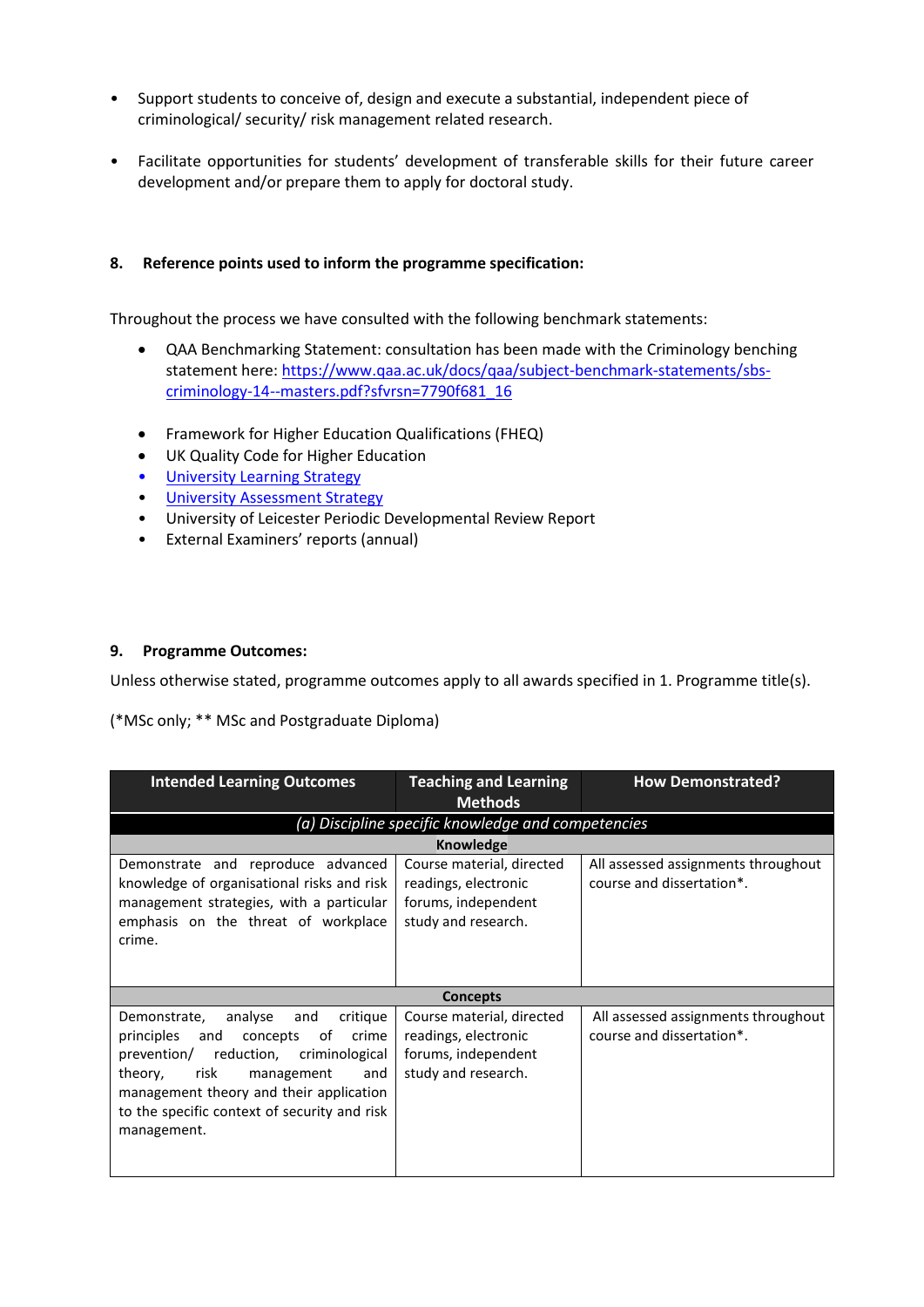- Support students to conceive of, design and execute a substantial, independent piece of criminological/ security/ risk management related research.

- Facilitate opportunities for students' development of transferable skills for their future career development and/or prepare them to apply for doctoral study.

## 8. Reference points used to inform the programme specification:

Throughout the process we have consulted with the following benchmark statements:

- QAA Benchmarking Statement: consultation has been made with the Criminology benching statement here: https://www.qaa.ac.uk/docs/qaa/subject-benchmark-statements/sbs-criminology-14--masters.pdf?sfvrsn=7790f681_16

- Framework for Higher Education Qualifications (FHEQ)
- UK Quality Code for Higher Education
- University Learning Strategy
- University Assessment Strategy
- University of Leicester Periodic Developmental Review Report
- External Examiners' reports (annual)

## 9. Programme Outcomes:

Unless otherwise stated, programme outcomes apply to all awards specified in 1. Programme title(s).

(*MSc only; ** MSc and Postgraduate Diploma)

| Intended Learning Outcomes | Teaching and Learning Methods | How Demonstrated? |
|---|---|---|
| *(a) Discipline specific knowledge and competencies* | | |
| **Knowledge** | | |
| Demonstrate and reproduce advanced knowledge of organisational risks and risk management strategies, with a particular emphasis on the threat of workplace crime. | Course material, directed readings, electronic forums, independent study and research. | All assessed assignments throughout course and dissertation*. |
| **Concepts** | | |
| Demonstrate, analyse and critique principles and concepts of crime prevention/ reduction, criminological theory, risk management and management theory and their application to the specific context of security and risk management. | Course material, directed readings, electronic forums, independent study and research. | All assessed assignments throughout course and dissertation*. |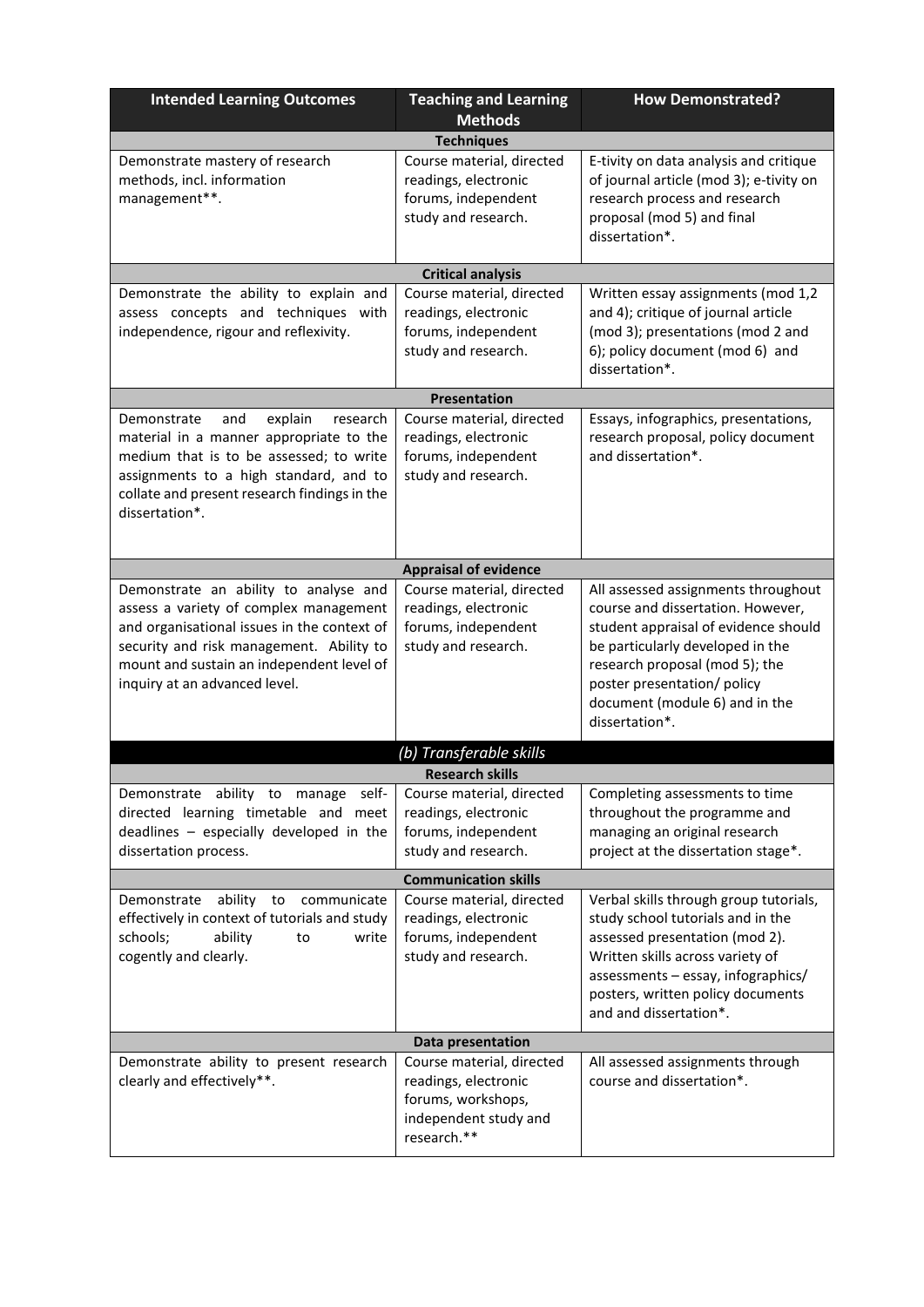| Intended Learning Outcomes | Teaching and Learning Methods | How Demonstrated? |
|---|---|---|
| **Techniques** | | |
| Demonstrate mastery of research methods, incl. information management**. | Course material, directed readings, electronic forums, independent study and research. | E-tivity on data analysis and critique of journal article (mod 3); e-tivity on research process and research proposal (mod 5) and final dissertation*. |
| **Critical analysis** | | |
| Demonstrate the ability to explain and assess concepts and techniques with independence, rigour and reflexivity. | Course material, directed readings, electronic forums, independent study and research. | Written essay assignments (mod 1,2 and 4); critique of journal article (mod 3); presentations (mod 2 and 6); policy document (mod 6) and dissertation*. |
| **Presentation** | | |
| Demonstrate and explain research material in a manner appropriate to the medium that is to be assessed; to write assignments to a high standard, and to collate and present research findings in the dissertation*. | Course material, directed readings, electronic forums, independent study and research. | Essays, infographics, presentations, research proposal, policy document and dissertation*. |
| **Appraisal of evidence** | | |
| Demonstrate an ability to analyse and assess a variety of complex management and organisational issues in the context of security and risk management. Ability to mount and sustain an independent level of inquiry at an advanced level. | Course material, directed readings, electronic forums, independent study and research. | All assessed assignments throughout course and dissertation. However, student appraisal of evidence should be particularly developed in the research proposal (mod 5); the poster presentation/ policy document (module 6) and in the dissertation*. |
| ***(b) Transferable skills*** | | |
| **Research skills** | | |
| Demonstrate ability to manage self-directed learning timetable and meet deadlines – especially developed in the dissertation process. | Course material, directed readings, electronic forums, independent study and research. | Completing assessments to time throughout the programme and managing an original research project at the dissertation stage*. |
| **Communication skills** | | |
| Demonstrate ability to communicate effectively in context of tutorials and study schools; ability to write cogently and clearly. | Course material, directed readings, electronic forums, independent study and research. | Verbal skills through group tutorials, study school tutorials and in the assessed presentation (mod 2). Written skills across variety of assessments – essay, infographics/ posters, written policy documents and and dissertation*. |
| **Data presentation** | | |
| Demonstrate ability to present research clearly and effectively**. | Course material, directed readings, electronic forums, workshops, independent study and research.** | All assessed assignments through course and dissertation*. |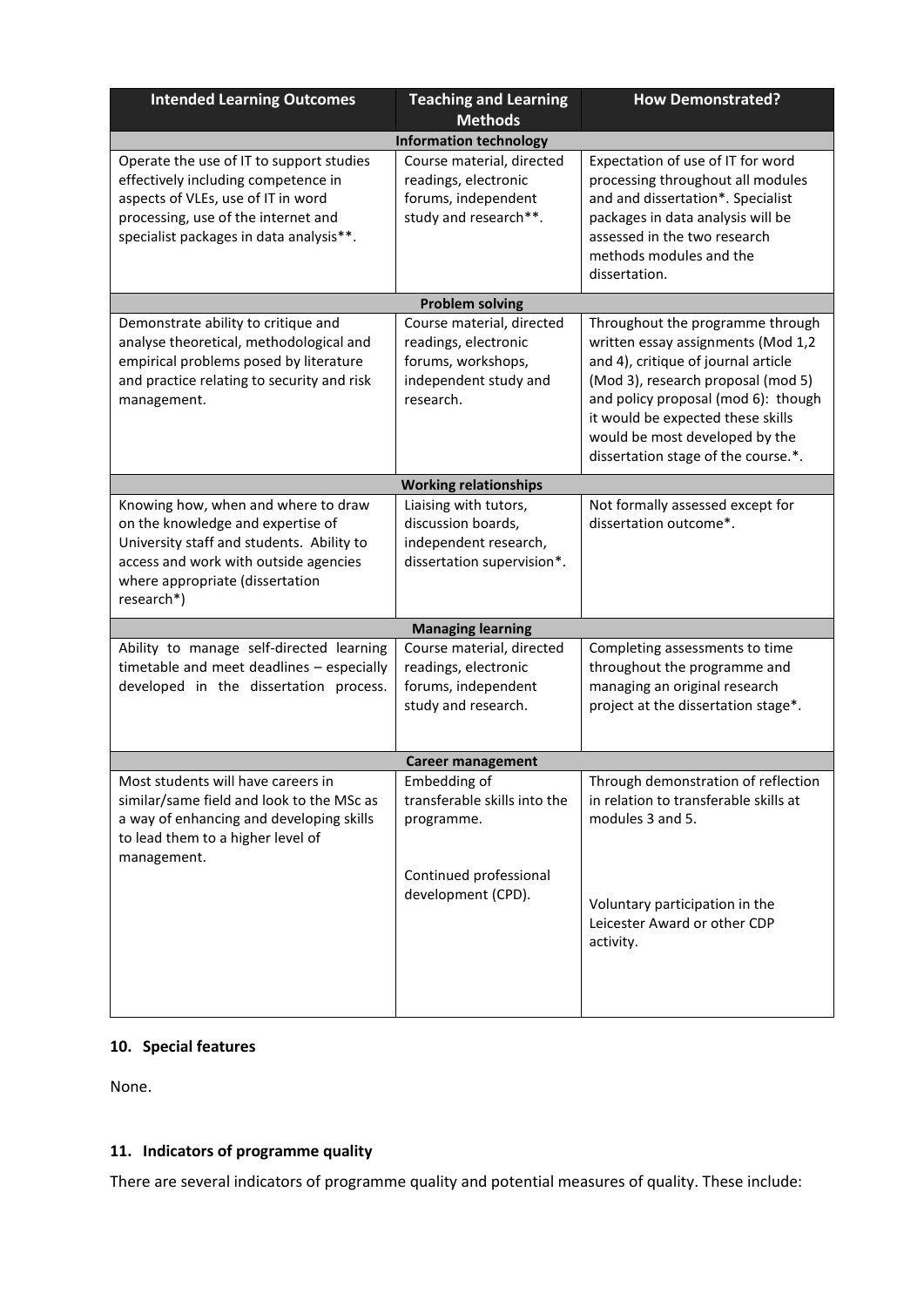| Intended Learning Outcomes | Teaching and Learning Methods | How Demonstrated? |
|---|---|---|
| **Information technology** | | |
| Operate the use of IT to support studies effectively including competence in aspects of VLEs, use of IT in word processing, use of the internet and specialist packages in data analysis**. | Course material, directed readings, electronic forums, independent study and research**. | Expectation of use of IT for word processing throughout all modules and and dissertation*. Specialist packages in data analysis will be assessed in the two research methods modules and the dissertation. |
| **Problem solving** | | |
| Demonstrate ability to critique and analyse theoretical, methodological and empirical problems posed by literature and practice relating to security and risk management. | Course material, directed readings, electronic forums, workshops, independent study and research. | Throughout the programme through written essay assignments (Mod 1,2 and 4), critique of journal article (Mod 3), research proposal (mod 5) and policy proposal (mod 6): though it would be expected these skills would be most developed by the dissertation stage of the course.*. |
| **Working relationships** | | |
| Knowing how, when and where to draw on the knowledge and expertise of University staff and students. Ability to access and work with outside agencies where appropriate (dissertation research*) | Liaising with tutors, discussion boards, independent research, dissertation supervision*. | Not formally assessed except for dissertation outcome*. |
| **Managing learning** | | |
| Ability to manage self-directed learning timetable and meet deadlines – especially developed in the dissertation process. | Course material, directed readings, electronic forums, independent study and research. | Completing assessments to time throughout the programme and managing an original research project at the dissertation stage*. |
| **Career management** | | |
| Most students will have careers in similar/same field and look to the MSc as a way of enhancing and developing skills to lead them to a higher level of management. | Embedding of transferable skills into the programme.<br><br>Continued professional development (CPD). | Through demonstration of reflection in relation to transferable skills at modules 3 and 5.<br><br>Voluntary participation in the Leicester Award or other CDP activity. |

## 10. Special features

None.

## 11. Indicators of programme quality

There are several indicators of programme quality and potential measures of quality. These include: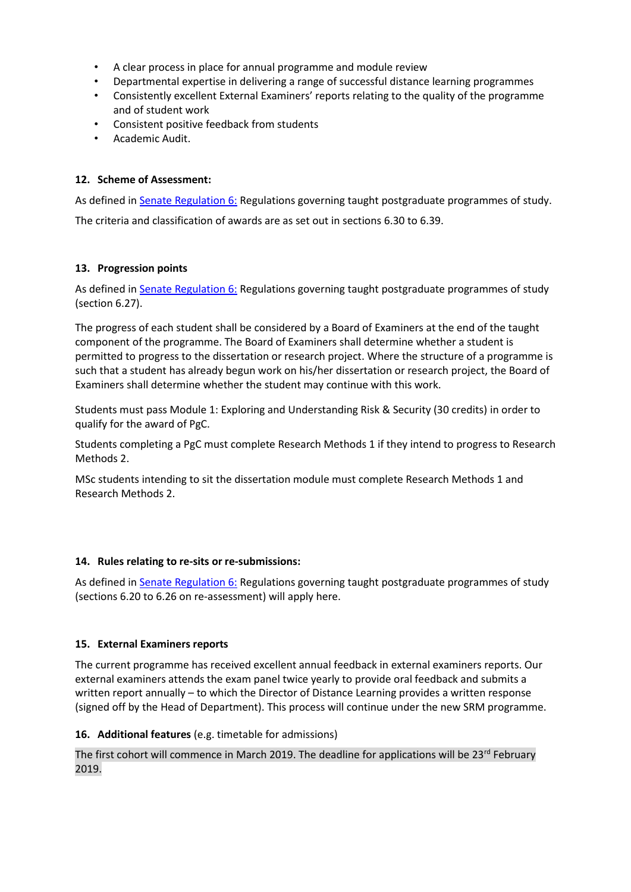- A clear process in place for annual programme and module review
- Departmental expertise in delivering a range of successful distance learning programmes
- Consistently excellent External Examiners' reports relating to the quality of the programme and of student work
- Consistent positive feedback from students
- Academic Audit.

**12. Scheme of Assessment:**

As defined in [Senate Regulation 6:]() Regulations governing taught postgraduate programmes of study.

The criteria and classification of awards are as set out in sections 6.30 to 6.39.

**13. Progression points**

As defined in [Senate Regulation 6:]() Regulations governing taught postgraduate programmes of study (section 6.27).

The progress of each student shall be considered by a Board of Examiners at the end of the taught component of the programme. The Board of Examiners shall determine whether a student is permitted to progress to the dissertation or research project. Where the structure of a programme is such that a student has already begun work on his/her dissertation or research project, the Board of Examiners shall determine whether the student may continue with this work.

Students must pass Module 1: Exploring and Understanding Risk & Security (30 credits) in order to qualify for the award of PgC.

Students completing a PgC must complete Research Methods 1 if they intend to progress to Research Methods 2.

MSc students intending to sit the dissertation module must complete Research Methods 1 and Research Methods 2.

**14. Rules relating to re-sits or re-submissions:**

As defined in [Senate Regulation 6:]() Regulations governing taught postgraduate programmes of study (sections 6.20 to 6.26 on re-assessment) will apply here.

**15. External Examiners reports**

The current programme has received excellent annual feedback in external examiners reports. Our external examiners attends the exam panel twice yearly to provide oral feedback and submits a written report annually – to which the Director of Distance Learning provides a written response (signed off by the Head of Department). This process will continue under the new SRM programme.

**16. Additional features** (e.g. timetable for admissions)

The first cohort will commence in March 2019. The deadline for applications will be 23rd February 2019.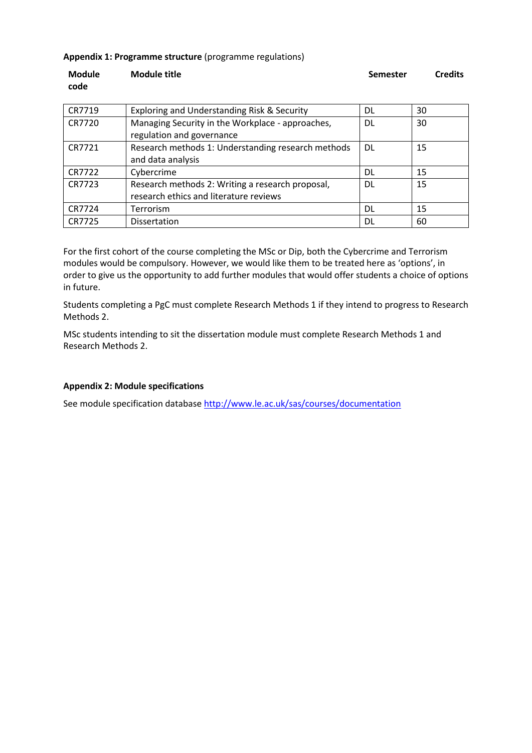**Appendix 1: Programme structure** (programme regulations)

| Module code | Module title | Semester | Credits |
|---|---|---|---|
| CR7719 | Exploring and Understanding Risk & Security | DL | 30 |
| CR7720 | Managing Security in the Workplace - approaches, regulation and governance | DL | 30 |
| CR7721 | Research methods 1: Understanding research methods and data analysis | DL | 15 |
| CR7722 | Cybercrime | DL | 15 |
| CR7723 | Research methods 2: Writing a research proposal, research ethics and literature reviews | DL | 15 |
| CR7724 | Terrorism | DL | 15 |
| CR7725 | Dissertation | DL | 60 |

For the first cohort of the course completing the MSc or Dip, both the Cybercrime and Terrorism modules would be compulsory. However, we would like them to be treated here as 'options', in order to give us the opportunity to add further modules that would offer students a choice of options in future.

Students completing a PgC must complete Research Methods 1 if they intend to progress to Research Methods 2.

MSc students intending to sit the dissertation module must complete Research Methods 1 and Research Methods 2.

**Appendix 2: Module specifications**

See module specification database http://www.le.ac.uk/sas/courses/documentation